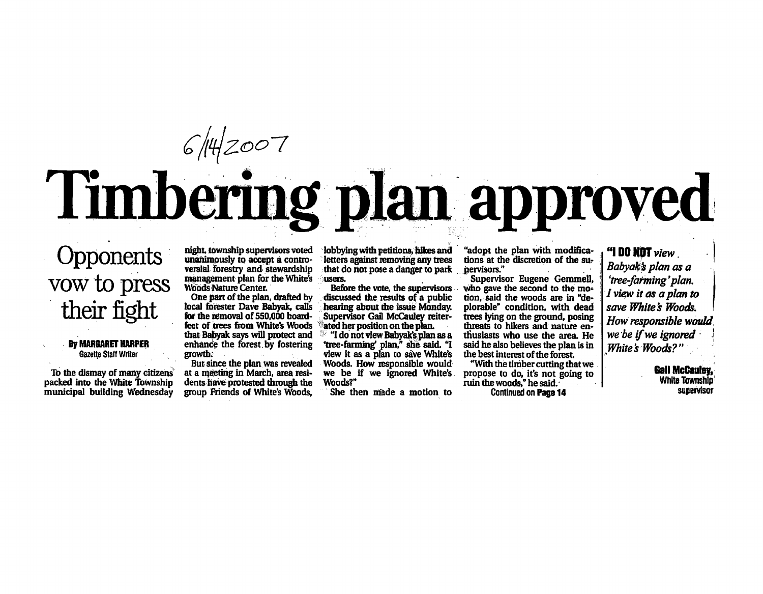6/14/2007

# Timbering plan approved

## Opponents vow to press their fight

**By MARGARET HARPER**
Gazette Staff Writer

To the dismay of many citizens packed into the White Township municipal building Wednesday night, township supervisors voted unanimously to accept a controversial forestry and stewardship management plan for the White's Woods Nature Center.

One part of the plan, drafted by local forester Dave Babyak, calls for the removal of 550,000 board-feet of trees from White's Woods that Babyak says will protect and enhance the forest by fostering growth.

But since the plan was revealed at a meeting in March, area residents have protested through the group Friends of White's Woods, lobbying with petitions, hikes and letters against removing any trees that do not pose a danger to park users.

Before the vote, the supervisors discussed the results of a public hearing about the issue Monday. Supervisor Gail McCauley reiterated her position on the plan.

"I do not view Babyak's plan as a 'tree-farming' plan," she said. "I view it as a plan to save White's Woods. How responsible would we be if we ignored White's Woods?"

She then made a motion to "adopt the plan with modifications at the discretion of the supervisors."

Supervisor Eugene Gemmell, who gave the second to the motion, said the woods are in "deplorable" condition, with dead trees lying on the ground, posing threats to hikers and nature enthusiasts who use the area. He said he also believes the plan is in the best interest of the forest.

"With the timber cutting that we propose to do, it's not going to ruin the woods," he said.

**Continued on Page 14**

> **"I DO NOT** *view Babyak's plan as a 'tree-farming' plan. I view it as a plan to save White's Woods. How responsible would we be if we ignored White's Woods?"*
>
> **Gail McCauley,**
> White Township supervisor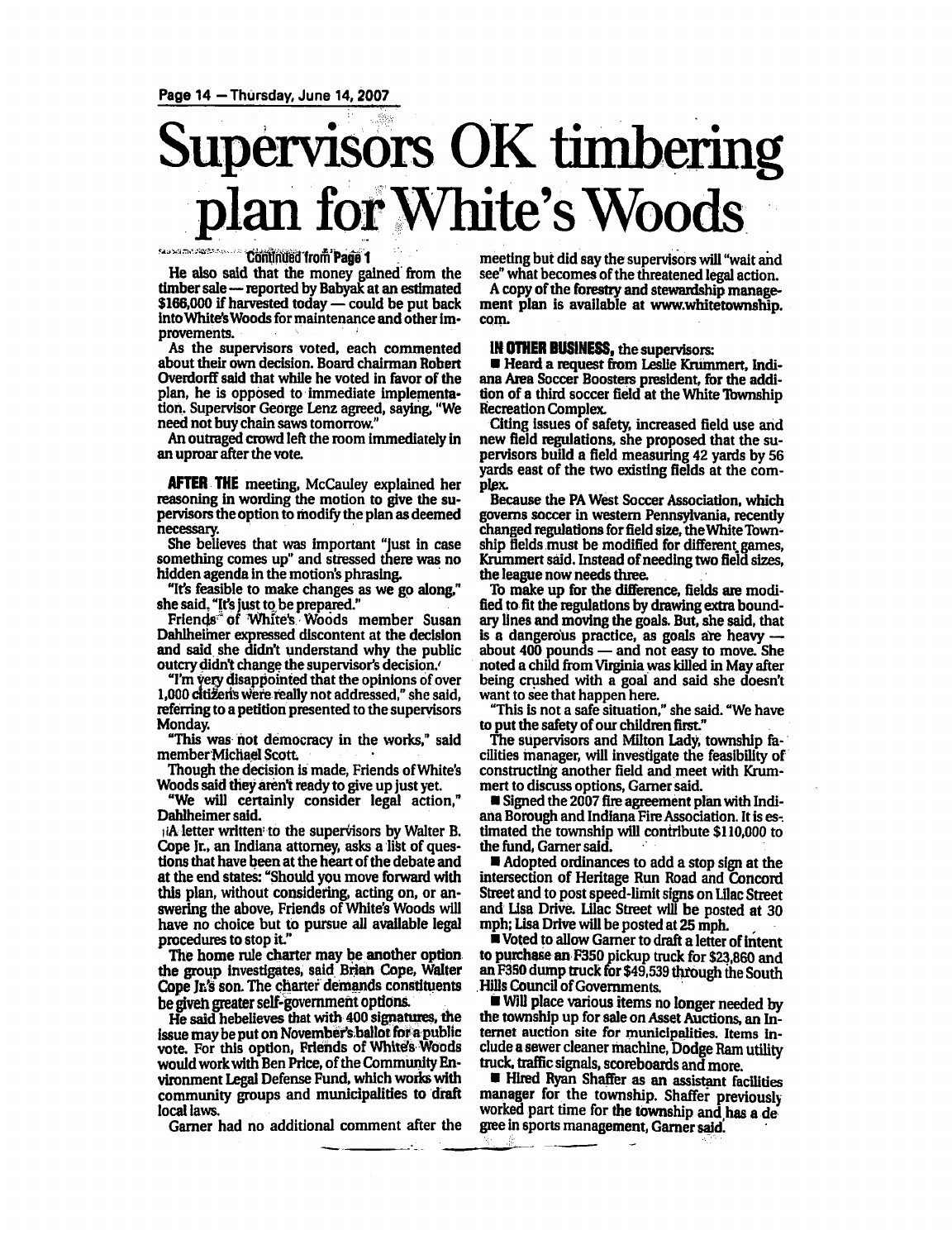# Supervisors OK timbering plan for White's Woods

Continued from Page 1

He also said that the money gained from the timber sale — reported by Babyak at an estimated $166,000 if harvested today — could be put back into White's Woods for maintenance and other improvements.

As the supervisors voted, each commented about their own decision. Board chairman Robert Overdorff said that while he voted in favor of the plan, he is opposed to immediate implementation. Supervisor George Lenz agreed, saying, "We need not buy chain saws tomorrow."

An outraged crowd left the room immediately in an uproar after the vote.

**AFTER THE** meeting, McCauley explained her reasoning in wording the motion to give the supervisors the option to modify the plan as deemed necessary.

She believes that was important "just in case something comes up" and stressed there was no hidden agenda in the motion's phrasing.

"It's feasible to make changes as we go along," she said. "It's just to be prepared."

Friends of White's Woods member Susan Dahlheimer expressed discontent at the decision and said she didn't understand why the public outcry didn't change the supervisor's decision.

"I'm very disappointed that the opinions of over 1,000 citizens were really not addressed," she said, referring to a petition presented to the supervisors Monday.

"This was not democracy in the works," said member Michael Scott.

Though the decision is made, Friends of White's Woods said they aren't ready to give up just yet.

"We will certainly consider legal action," Dahlheimer said.

A letter written to the supervisors by Walter B. Cope Jr., an Indiana attorney, asks a list of questions that have been at the heart of the debate and at the end states: "Should you move forward with this plan, without considering, acting on, or answering the above, Friends of White's Woods will have no choice but to pursue all available legal procedures to stop it."

The home rule charter may be another option the group investigates, said Brian Cope, Walter Cope Jr.'s son. The charter demands constituents be given greater self-government options.

He said hebelieves that with 400 signatures, the issue may be put on November's ballot for a public vote. For this option, Friends of White's Woods would work with Ben Price, of the Community Environment Legal Defense Fund, which works with community groups and municipalities to draft local laws.

Garner had no additional comment after the meeting but did say the supervisors will "wait and see" what becomes of the threatened legal action.

A copy of the forestry and stewardship management plan is available at www.whitetownship.com.

**IN OTHER BUSINESS,** the supervisors:

- Heard a request from Leslie Krummert, Indiana Area Soccer Boosters president, for the addition of a third soccer field at the White Township Recreation Complex.

Citing issues of safety, increased field use and new field regulations, she proposed that the supervisors build a field measuring 42 yards by 56 yards east of the two existing fields at the complex.

Because the PA West Soccer Association, which governs soccer in western Pennsylvania, recently changed regulations for field size, the White Township fields must be modified for different games, Krummert said. Instead of needing two field sizes, the league now needs three.

To make up for the difference, fields are modified to fit the regulations by drawing extra boundary lines and moving the goals. But, she said, that is a dangerous practice, as goals are heavy — about 400 pounds — and not easy to move. She noted a child from Virginia was killed in May after being crushed with a goal and said she doesn't want to see that happen here.

"This is not a safe situation," she said. "We have to put the safety of our children first."

The supervisors and Milton Lady, township facilities manager, will investigate the feasibility of constructing another field and meet with Krummert to discuss options, Garner said.

- Signed the 2007 fire agreement plan with Indiana Borough and Indiana Fire Association. It is estimated the township will contribute $110,000 to the fund, Garner said.
- Adopted ordinances to add a stop sign at the intersection of Heritage Run Road and Concord Street and to post speed-limit signs on Lilac Street and Lisa Drive. Lilac Street will be posted at 30 mph; Lisa Drive will be posted at 25 mph.
- Voted to allow Garner to draft a letter of intent to purchase an F350 pickup truck for $23,860 and an F350 dump truck for $49,539 through the South Hills Council of Governments.
- Will place various items no longer needed by the township up for sale on Asset Auctions, an Internet auction site for municipalities. Items include a sewer cleaner machine, Dodge Ram utility truck, traffic signals, scoreboards and more.
- Hired Ryan Shaffer as an assistant facilities manager for the township. Shaffer previously worked part time for the township and has a degree in sports management, Garner said.